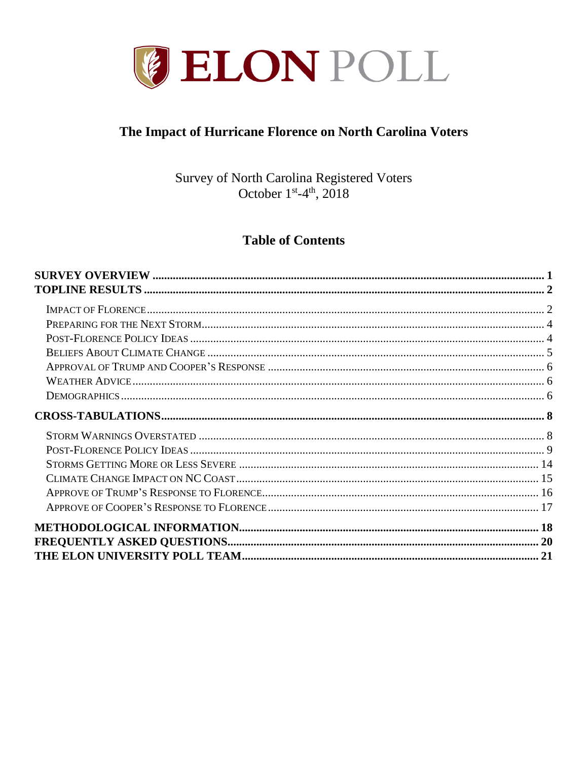# ELON POLL

## The Impact of Hurricane Florence on North Carolina Voters

Survey of North Carolina Registered Voters
October 1st-4th, 2018

### Table of Contents

**SURVEY OVERVIEW** ..... **1**

**TOPLINE RESULTS** ..... **2**

- IMPACT OF FLORENCE ..... 2
- PREPARING FOR THE NEXT STORM ..... 4
- POST-FLORENCE POLICY IDEAS ..... 4
- BELIEFS ABOUT CLIMATE CHANGE ..... 5
- APPROVAL OF TRUMP AND COOPER'S RESPONSE ..... 6
- WEATHER ADVICE ..... 6
- DEMOGRAPHICS ..... 6

**CROSS-TABULATIONS** ..... **8**

- STORM WARNINGS OVERSTATED ..... 8
- POST-FLORENCE POLICY IDEAS ..... 9
- STORMS GETTING MORE OR LESS SEVERE ..... 14
- CLIMATE CHANGE IMPACT ON NC COAST ..... 15
- APPROVE OF TRUMP'S RESPONSE TO FLORENCE ..... 16
- APPROVE OF COOPER'S RESPONSE TO FLORENCE ..... 17

**METHODOLOGICAL INFORMATION** ..... **18**

**FREQUENTLY ASKED QUESTIONS** ..... **20**

**THE ELON UNIVERSITY POLL TEAM** ..... **21**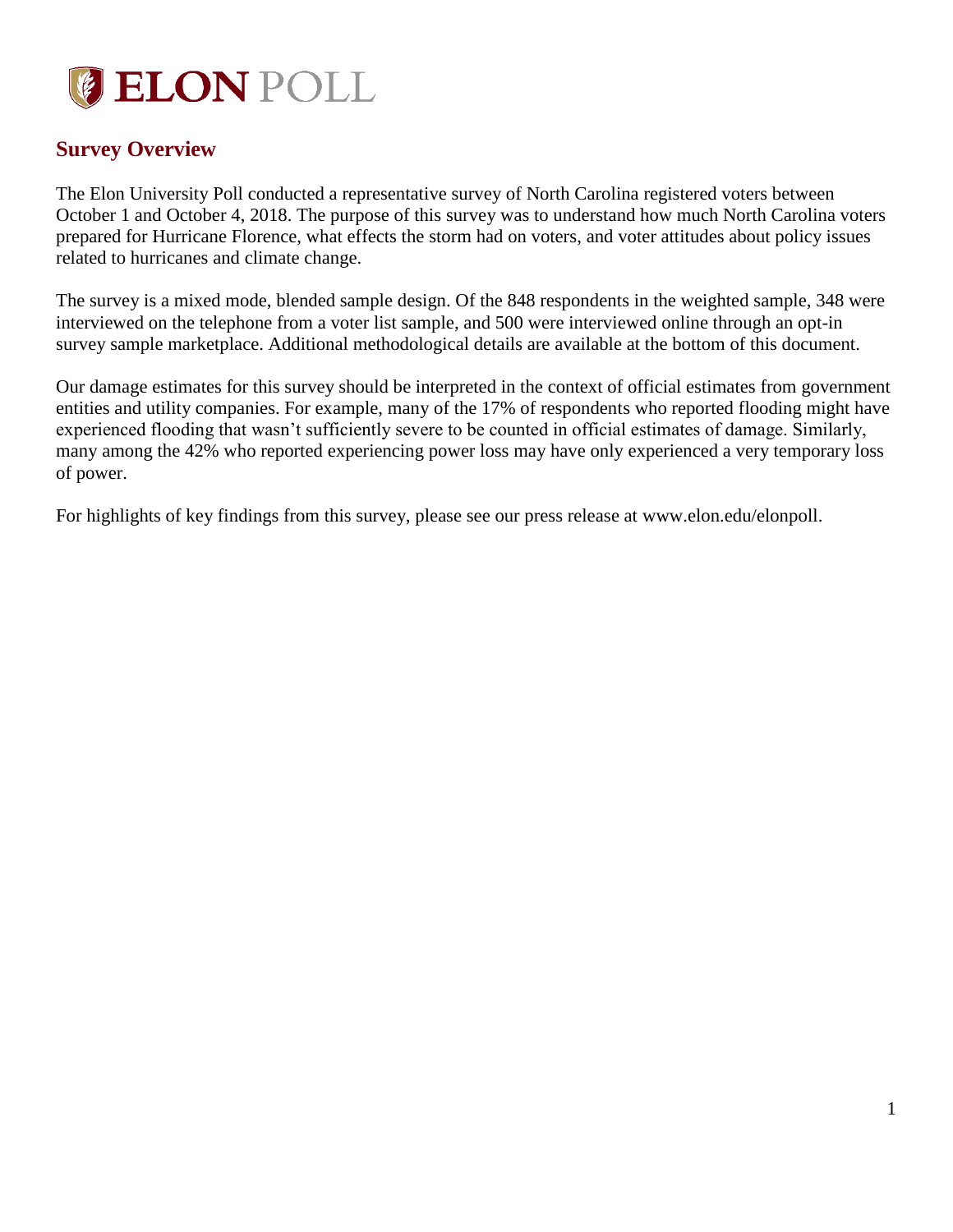# ELON POLL

## Survey Overview

The Elon University Poll conducted a representative survey of North Carolina registered voters between October 1 and October 4, 2018. The purpose of this survey was to understand how much North Carolina voters prepared for Hurricane Florence, what effects the storm had on voters, and voter attitudes about policy issues related to hurricanes and climate change.

The survey is a mixed mode, blended sample design. Of the 848 respondents in the weighted sample, 348 were interviewed on the telephone from a voter list sample, and 500 were interviewed online through an opt-in survey sample marketplace. Additional methodological details are available at the bottom of this document.

Our damage estimates for this survey should be interpreted in the context of official estimates from government entities and utility companies. For example, many of the 17% of respondents who reported flooding might have experienced flooding that wasn't sufficiently severe to be counted in official estimates of damage. Similarly, many among the 42% who reported experiencing power loss may have only experienced a very temporary loss of power.

For highlights of key findings from this survey, please see our press release at www.elon.edu/elonpoll.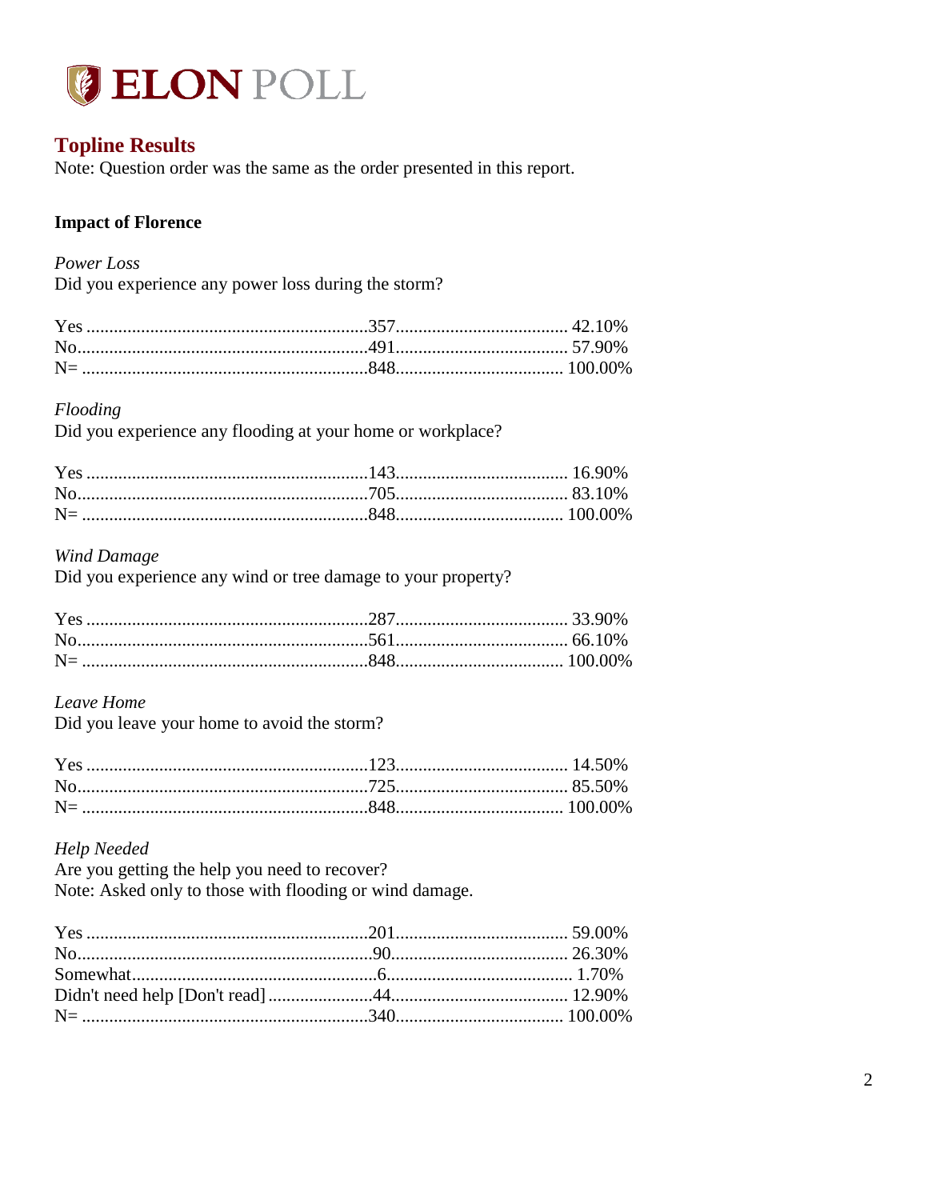# ELON POLL

## Topline Results

Note: Question order was the same as the order presented in this report.

### Impact of Florence

*Power Loss*

Did you experience any power loss during the storm?

| | | |
|---|---|---|
| Yes | 357 | 42.10% |
| No | 491 | 57.90% |
| N= | 848 | 100.00% |

*Flooding*

Did you experience any flooding at your home or workplace?

| | | |
|---|---|---|
| Yes | 143 | 16.90% |
| No | 705 | 83.10% |
| N= | 848 | 100.00% |

*Wind Damage*

Did you experience any wind or tree damage to your property?

| | | |
|---|---|---|
| Yes | 287 | 33.90% |
| No | 561 | 66.10% |
| N= | 848 | 100.00% |

*Leave Home*

Did you leave your home to avoid the storm?

| | | |
|---|---|---|
| Yes | 123 | 14.50% |
| No | 725 | 85.50% |
| N= | 848 | 100.00% |

*Help Needed*

Are you getting the help you need to recover?

Note: Asked only to those with flooding or wind damage.

| | | |
|---|---|---|
| Yes | 201 | 59.00% |
| No | 90 | 26.30% |
| Somewhat | 6 | 1.70% |
| Didn't need help [Don't read] | 44 | 12.90% |
| N= | 340 | 100.00% |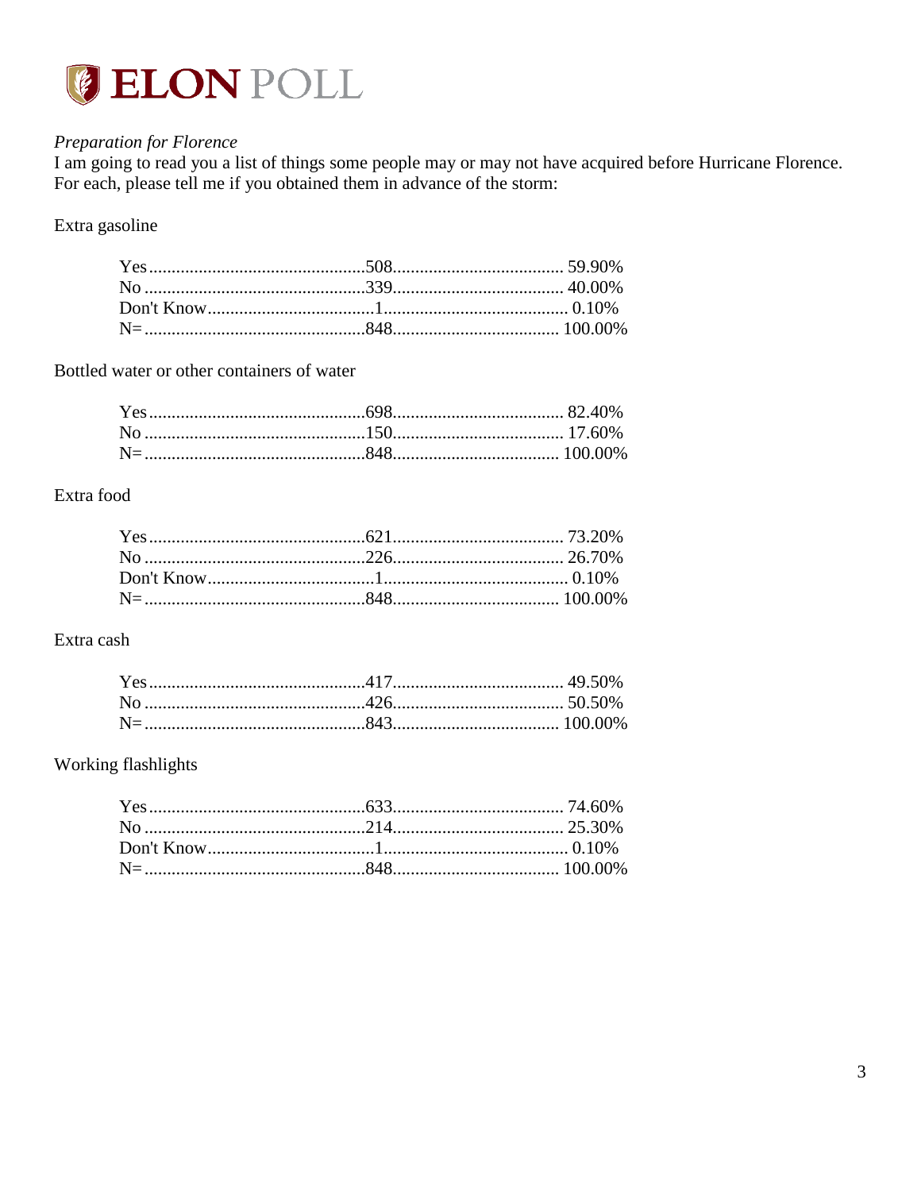*Preparation for Florence*

I am going to read you a list of things some people may or may not have acquired before Hurricane Florence. For each, please tell me if you obtained them in advance of the storm:

Extra gasoline

| | | |
|---|---|---|
| Yes | 508 | 59.90% |
| No | 339 | 40.00% |
| Don't Know | 1 | 0.10% |
| N= | 848 | 100.00% |

Bottled water or other containers of water

| | | |
|---|---|---|
| Yes | 698 | 82.40% |
| No | 150 | 17.60% |
| N= | 848 | 100.00% |

Extra food

| | | |
|---|---|---|
| Yes | 621 | 73.20% |
| No | 226 | 26.70% |
| Don't Know | 1 | 0.10% |
| N= | 848 | 100.00% |

Extra cash

| | | |
|---|---|---|
| Yes | 417 | 49.50% |
| No | 426 | 50.50% |
| N= | 843 | 100.00% |

Working flashlights

| | | |
|---|---|---|
| Yes | 633 | 74.60% |
| No | 214 | 25.30% |
| Don't Know | 1 | 0.10% |
| N= | 848 | 100.00% |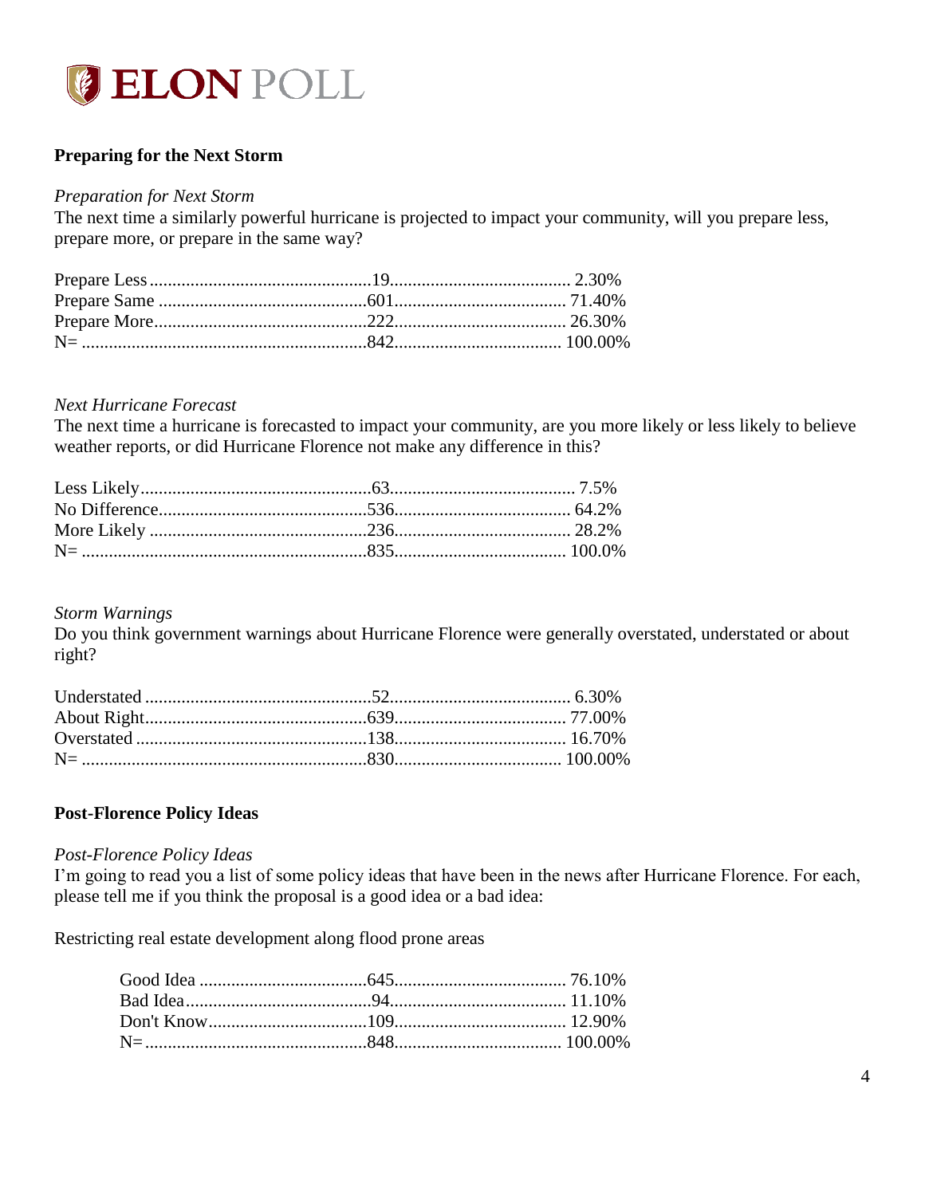## Preparing for the Next Storm

*Preparation for Next Storm*

The next time a similarly powerful hurricane is projected to impact your community, will you prepare less, prepare more, or prepare in the same way?

| Response | Count | Percent |
|---|---|---|
| Prepare Less | 19 | 2.30% |
| Prepare Same | 601 | 71.40% |
| Prepare More | 222 | 26.30% |
| N= | 842 | 100.00% |

*Next Hurricane Forecast*

The next time a hurricane is forecasted to impact your community, are you more likely or less likely to believe weather reports, or did Hurricane Florence not make any difference in this?

| Response | Count | Percent |
|---|---|---|
| Less Likely | 63 | 7.5% |
| No Difference | 536 | 64.2% |
| More Likely | 236 | 28.2% |
| N= | 835 | 100.0% |

*Storm Warnings*

Do you think government warnings about Hurricane Florence were generally overstated, understated or about right?

| Response | Count | Percent |
|---|---|---|
| Understated | 52 | 6.30% |
| About Right | 639 | 77.00% |
| Overstated | 138 | 16.70% |
| N= | 830 | 100.00% |

## Post-Florence Policy Ideas

*Post-Florence Policy Ideas*

I'm going to read you a list of some policy ideas that have been in the news after Hurricane Florence. For each, please tell me if you think the proposal is a good idea or a bad idea:

Restricting real estate development along flood prone areas

| Response | Count | Percent |
|---|---|---|
| Good Idea | 645 | 76.10% |
| Bad Idea | 94 | 11.10% |
| Don't Know | 109 | 12.90% |
| N= | 848 | 100.00% |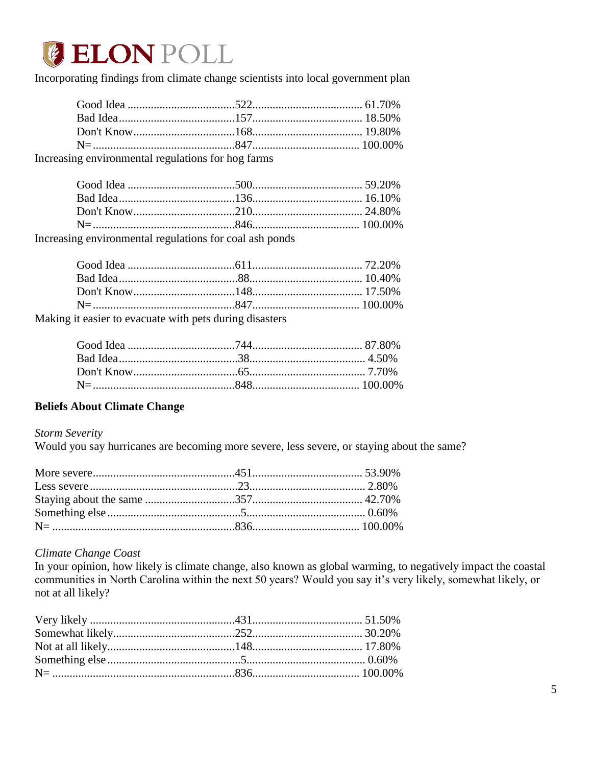Incorporating findings from climate change scientists into local government plan

| | | |
|---|---|---|
| Good Idea | 522 | 61.70% |
| Bad Idea | 157 | 18.50% |
| Don't Know | 168 | 19.80% |
| N= | 847 | 100.00% |

Increasing environmental regulations for hog farms

| | | |
|---|---|---|
| Good Idea | 500 | 59.20% |
| Bad Idea | 136 | 16.10% |
| Don't Know | 210 | 24.80% |
| N= | 846 | 100.00% |

Increasing environmental regulations for coal ash ponds

| | | |
|---|---|---|
| Good Idea | 611 | 72.20% |
| Bad Idea | 88 | 10.40% |
| Don't Know | 148 | 17.50% |
| N= | 847 | 100.00% |

Making it easier to evacuate with pets during disasters

| | | |
|---|---|---|
| Good Idea | 744 | 87.80% |
| Bad Idea | 38 | 4.50% |
| Don't Know | 65 | 7.70% |
| N= | 848 | 100.00% |

**Beliefs About Climate Change**

*Storm Severity*

Would you say hurricanes are becoming more severe, less severe, or staying about the same?

| | | |
|---|---|---|
| More severe | 451 | 53.90% |
| Less severe | 23 | 2.80% |
| Staying about the same | 357 | 42.70% |
| Something else | 5 | 0.60% |
| N= | 836 | 100.00% |

*Climate Change Coast*

In your opinion, how likely is climate change, also known as global warming, to negatively impact the coastal communities in North Carolina within the next 50 years? Would you say it's very likely, somewhat likely, or not at all likely?

| | | |
|---|---|---|
| Very likely | 431 | 51.50% |
| Somewhat likely | 252 | 30.20% |
| Not at all likely | 148 | 17.80% |
| Something else | 5 | 0.60% |
| N= | 836 | 100.00% |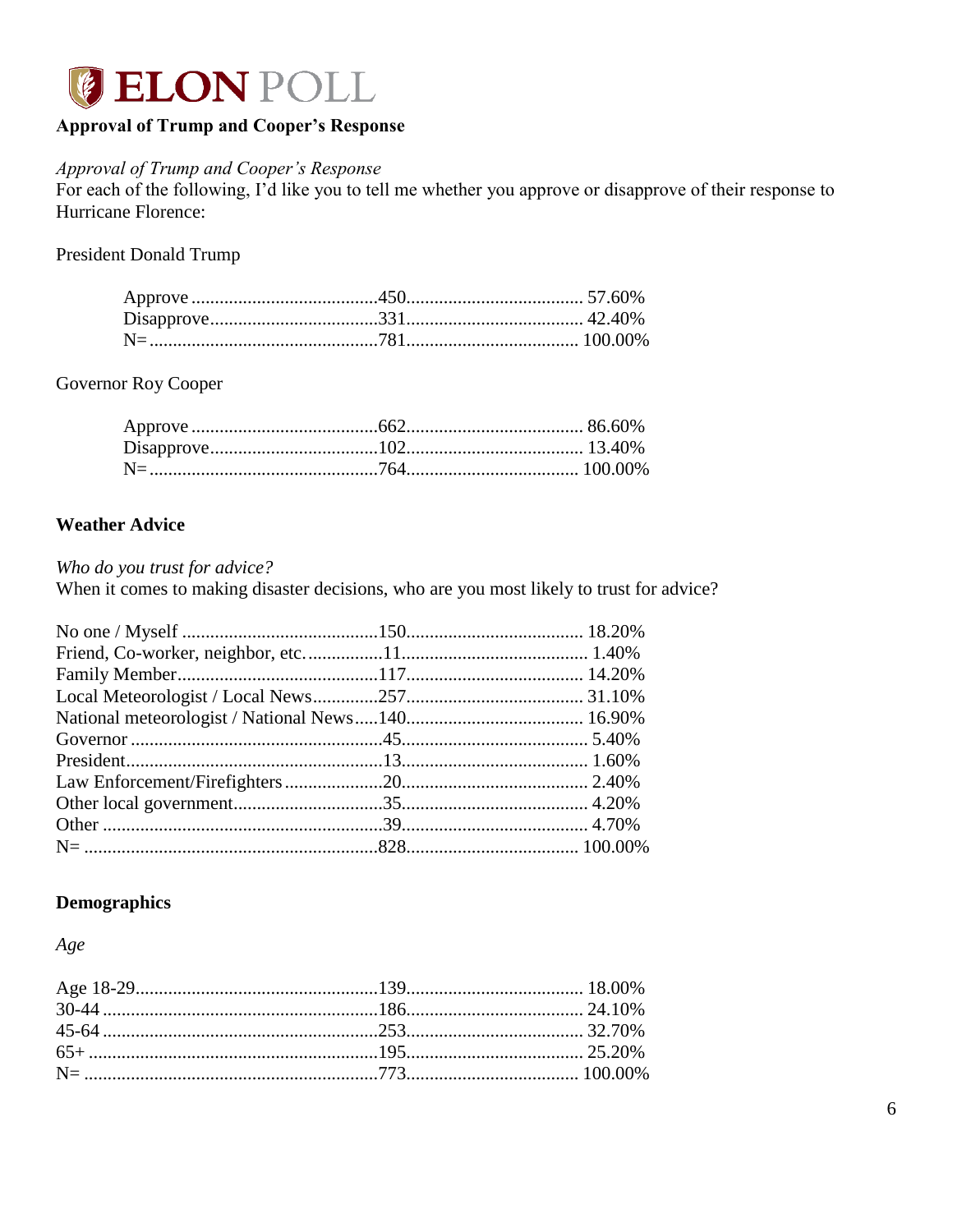## Approval of Trump and Cooper's Response

*Approval of Trump and Cooper's Response*
For each of the following, I'd like you to tell me whether you approve or disapprove of their response to Hurricane Florence:

President Donald Trump

| | | |
|---|---|---|
| Approve | 450 | 57.60% |
| Disapprove | 331 | 42.40% |
| N= | 781 | 100.00% |

Governor Roy Cooper

| | | |
|---|---|---|
| Approve | 662 | 86.60% |
| Disapprove | 102 | 13.40% |
| N= | 764 | 100.00% |

## Weather Advice

*Who do you trust for advice?*
When it comes to making disaster decisions, who are you most likely to trust for advice?

| | | |
|---|---|---|
| No one / Myself | 150 | 18.20% |
| Friend, Co-worker, neighbor, etc. | 11 | 1.40% |
| Family Member | 117 | 14.20% |
| Local Meteorologist / Local News | 257 | 31.10% |
| National meteorologist / National News | 140 | 16.90% |
| Governor | 45 | 5.40% |
| President | 13 | 1.60% |
| Law Enforcement/Firefighters | 20 | 2.40% |
| Other local government | 35 | 4.20% |
| Other | 39 | 4.70% |
| N= | 828 | 100.00% |

## Demographics

*Age*

| | | |
|---|---|---|
| Age 18-29 | 139 | 18.00% |
| 30-44 | 186 | 24.10% |
| 45-64 | 253 | 32.70% |
| 65+ | 195 | 25.20% |
| N= | 773 | 100.00% |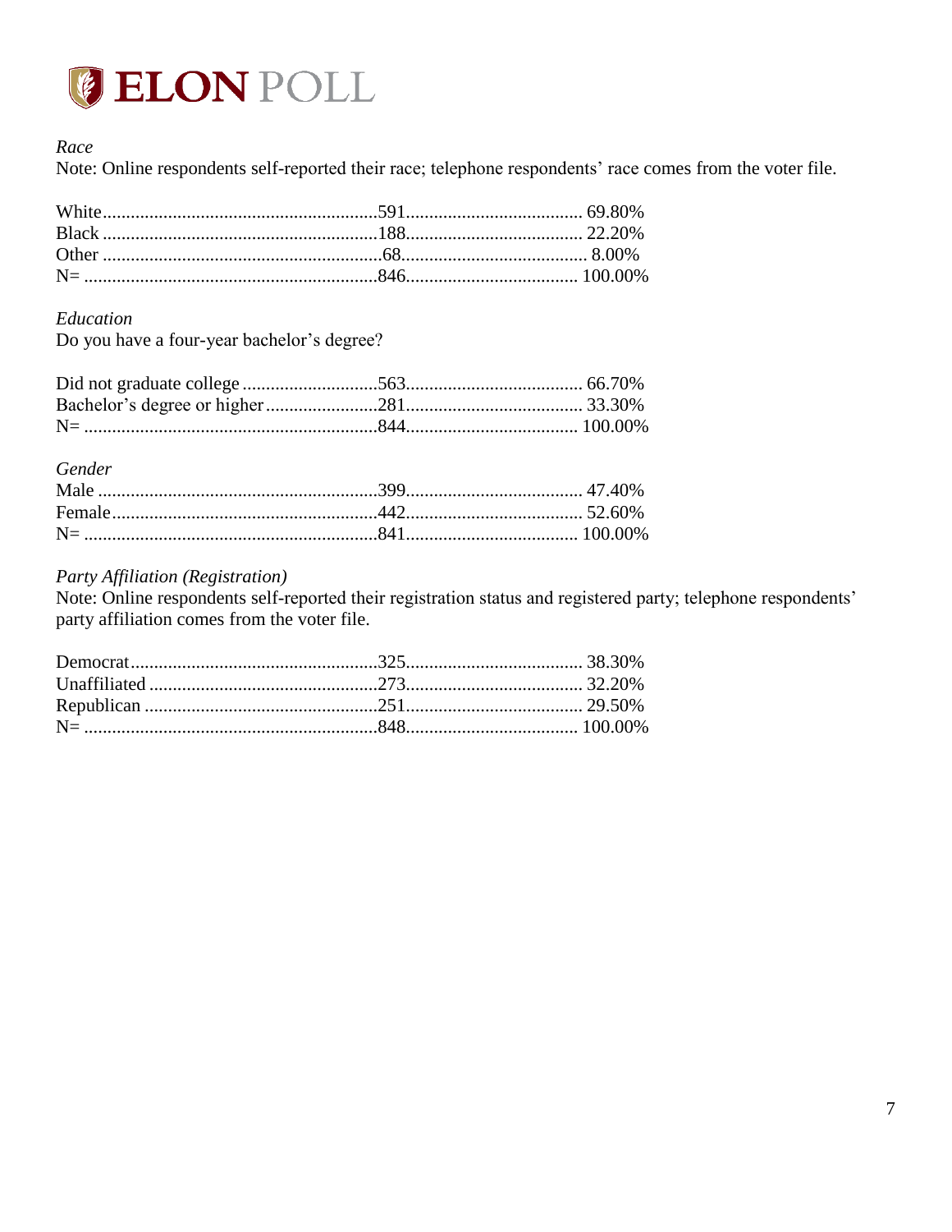*Race*

Note: Online respondents self-reported their race; telephone respondents' race comes from the voter file.

| | | |
|---|---|---|
| White | 591 | 69.80% |
| Black | 188 | 22.20% |
| Other | 68 | 8.00% |
| N= | 846 | 100.00% |

*Education*

Do you have a four-year bachelor's degree?

| | | |
|---|---|---|
| Did not graduate college | 563 | 66.70% |
| Bachelor's degree or higher | 281 | 33.30% |
| N= | 844 | 100.00% |

*Gender*

| | | |
|---|---|---|
| Male | 399 | 47.40% |
| Female | 442 | 52.60% |
| N= | 841 | 100.00% |

*Party Affiliation (Registration)*

Note: Online respondents self-reported their registration status and registered party; telephone respondents' party affiliation comes from the voter file.

| | | |
|---|---|---|
| Democrat | 325 | 38.30% |
| Unaffiliated | 273 | 32.20% |
| Republican | 251 | 29.50% |
| N= | 848 | 100.00% |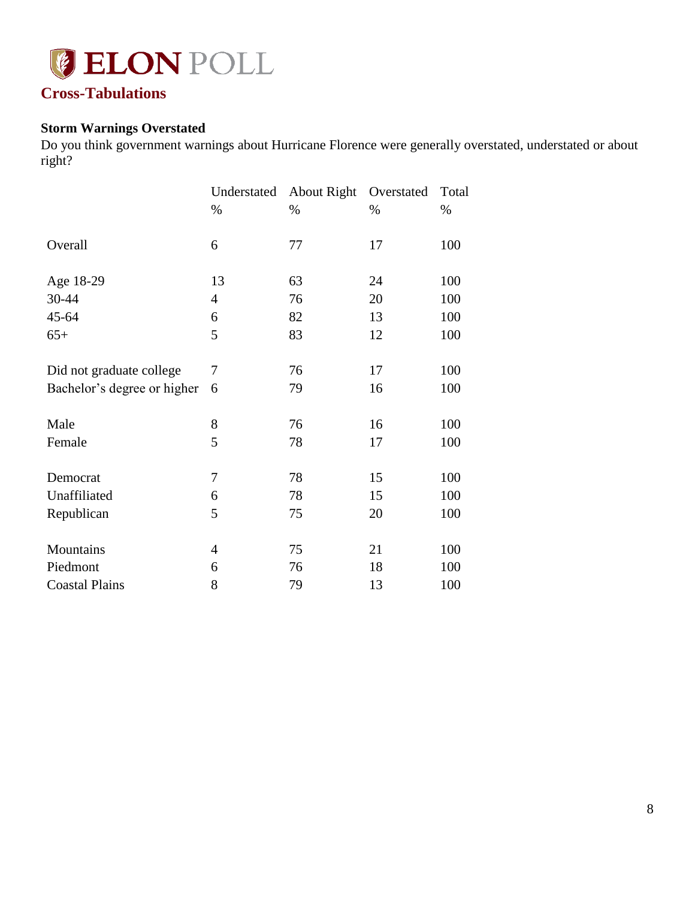# ELON POLL

## Cross-Tabulations

**Storm Warnings Overstated**

Do you think government warnings about Hurricane Florence were generally overstated, understated or about right?

| | Understated % | About Right % | Overstated % | Total % |
|---|---|---|---|---|
| Overall | 6 | 77 | 17 | 100 |
| Age 18-29 | 13 | 63 | 24 | 100 |
| 30-44 | 4 | 76 | 20 | 100 |
| 45-64 | 6 | 82 | 13 | 100 |
| 65+ | 5 | 83 | 12 | 100 |
| Did not graduate college | 7 | 76 | 17 | 100 |
| Bachelor's degree or higher | 6 | 79 | 16 | 100 |
| Male | 8 | 76 | 16 | 100 |
| Female | 5 | 78 | 17 | 100 |
| Democrat | 7 | 78 | 15 | 100 |
| Unaffiliated | 6 | 78 | 15 | 100 |
| Republican | 5 | 75 | 20 | 100 |
| Mountains | 4 | 75 | 21 | 100 |
| Piedmont | 6 | 76 | 18 | 100 |
| Coastal Plains | 8 | 79 | 13 | 100 |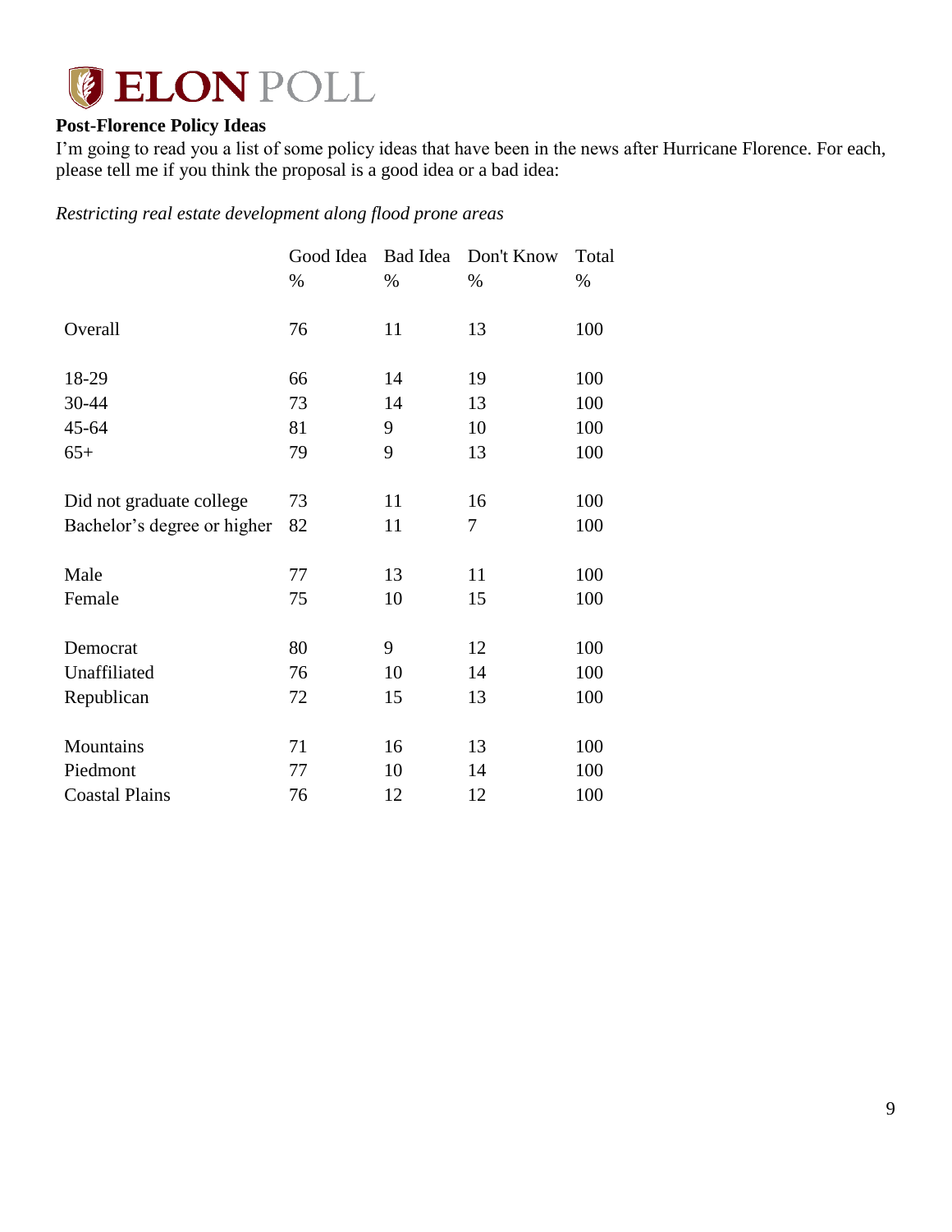**ELON POLL**

**Post-Florence Policy Ideas**

I'm going to read you a list of some policy ideas that have been in the news after Hurricane Florence. For each, please tell me if you think the proposal is a good idea or a bad idea:

*Restricting real estate development along flood prone areas*

| | Good Idea % | Bad Idea % | Don't Know % | Total % |
|---|---|---|---|---|
| Overall | 76 | 11 | 13 | 100 |
| 18-29 | 66 | 14 | 19 | 100 |
| 30-44 | 73 | 14 | 13 | 100 |
| 45-64 | 81 | 9 | 10 | 100 |
| 65+ | 79 | 9 | 13 | 100 |
| Did not graduate college | 73 | 11 | 16 | 100 |
| Bachelor's degree or higher | 82 | 11 | 7 | 100 |
| Male | 77 | 13 | 11 | 100 |
| Female | 75 | 10 | 15 | 100 |
| Democrat | 80 | 9 | 12 | 100 |
| Unaffiliated | 76 | 10 | 14 | 100 |
| Republican | 72 | 15 | 13 | 100 |
| Mountains | 71 | 16 | 13 | 100 |
| Piedmont | 77 | 10 | 14 | 100 |
| Coastal Plains | 76 | 12 | 12 | 100 |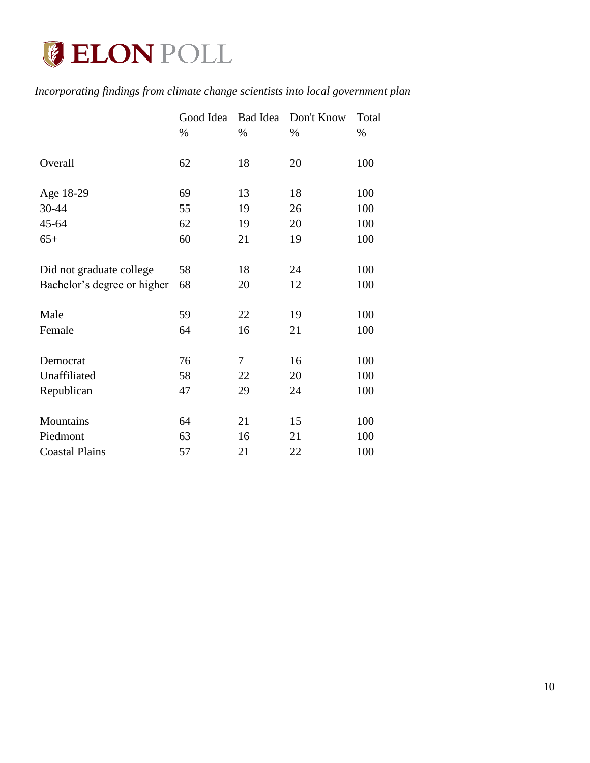# ELON POLL

*Incorporating findings from climate change scientists into local government plan*

| | Good Idea | Bad Idea | Don't Know | Total |
|---|---|---|---|---|
| | % | % | % | % |
| Overall | 62 | 18 | 20 | 100 |
| Age 18-29 | 69 | 13 | 18 | 100 |
| 30-44 | 55 | 19 | 26 | 100 |
| 45-64 | 62 | 19 | 20 | 100 |
| 65+ | 60 | 21 | 19 | 100 |
| Did not graduate college | 58 | 18 | 24 | 100 |
| Bachelor's degree or higher | 68 | 20 | 12 | 100 |
| Male | 59 | 22 | 19 | 100 |
| Female | 64 | 16 | 21 | 100 |
| Democrat | 76 | 7 | 16 | 100 |
| Unaffiliated | 58 | 22 | 20 | 100 |
| Republican | 47 | 29 | 24 | 100 |
| Mountains | 64 | 21 | 15 | 100 |
| Piedmont | 63 | 16 | 21 | 100 |
| Coastal Plains | 57 | 21 | 22 | 100 |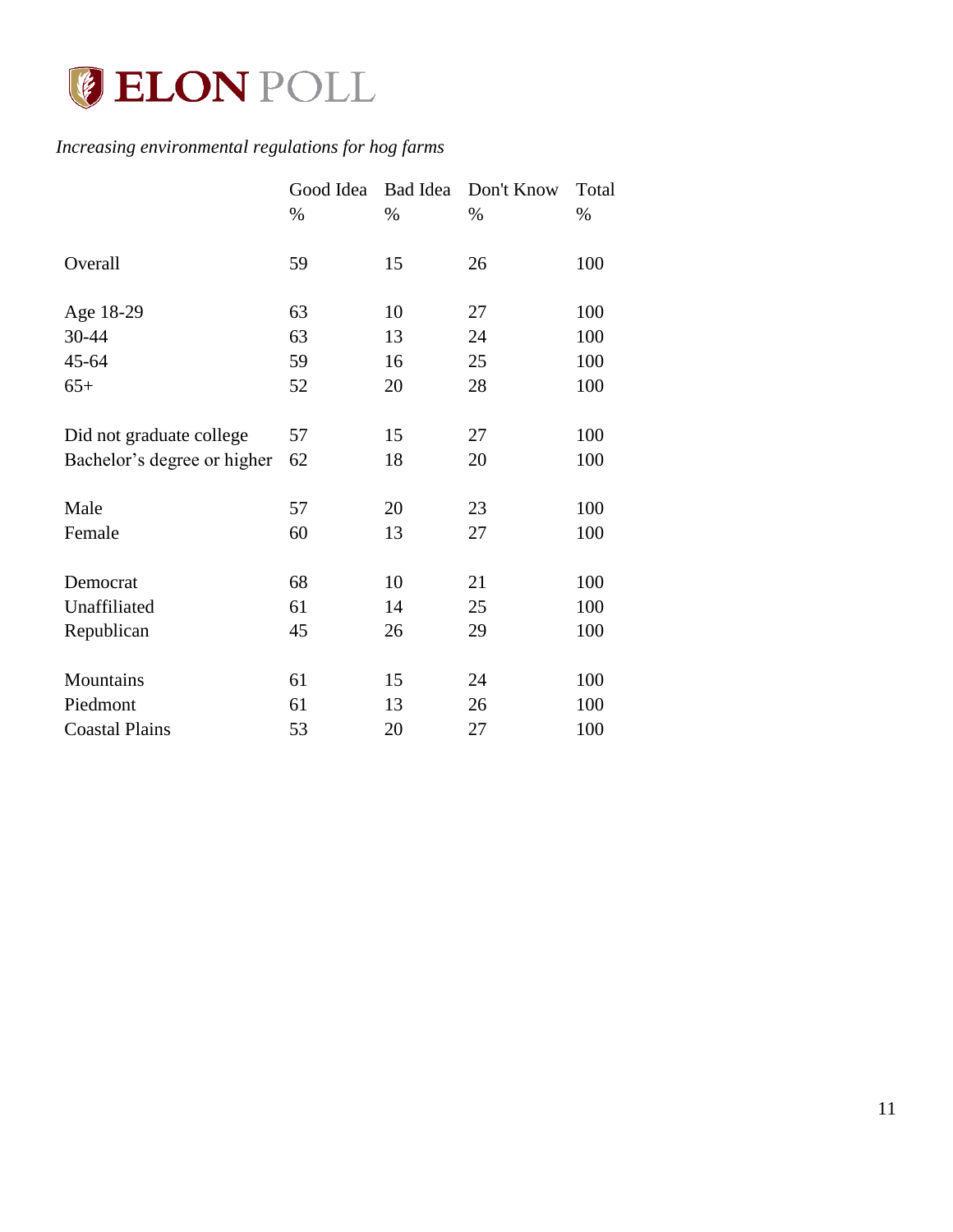# ELON POLL

*Increasing environmental regulations for hog farms*

| | Good Idea % | Bad Idea % | Don't Know % | Total % |
|---|---|---|---|---|
| Overall | 59 | 15 | 26 | 100 |
| Age 18-29 | 63 | 10 | 27 | 100 |
| 30-44 | 63 | 13 | 24 | 100 |
| 45-64 | 59 | 16 | 25 | 100 |
| 65+ | 52 | 20 | 28 | 100 |
| Did not graduate college | 57 | 15 | 27 | 100 |
| Bachelor's degree or higher | 62 | 18 | 20 | 100 |
| Male | 57 | 20 | 23 | 100 |
| Female | 60 | 13 | 27 | 100 |
| Democrat | 68 | 10 | 21 | 100 |
| Unaffiliated | 61 | 14 | 25 | 100 |
| Republican | 45 | 26 | 29 | 100 |
| Mountains | 61 | 15 | 24 | 100 |
| Piedmont | 61 | 13 | 26 | 100 |
| Coastal Plains | 53 | 20 | 27 | 100 |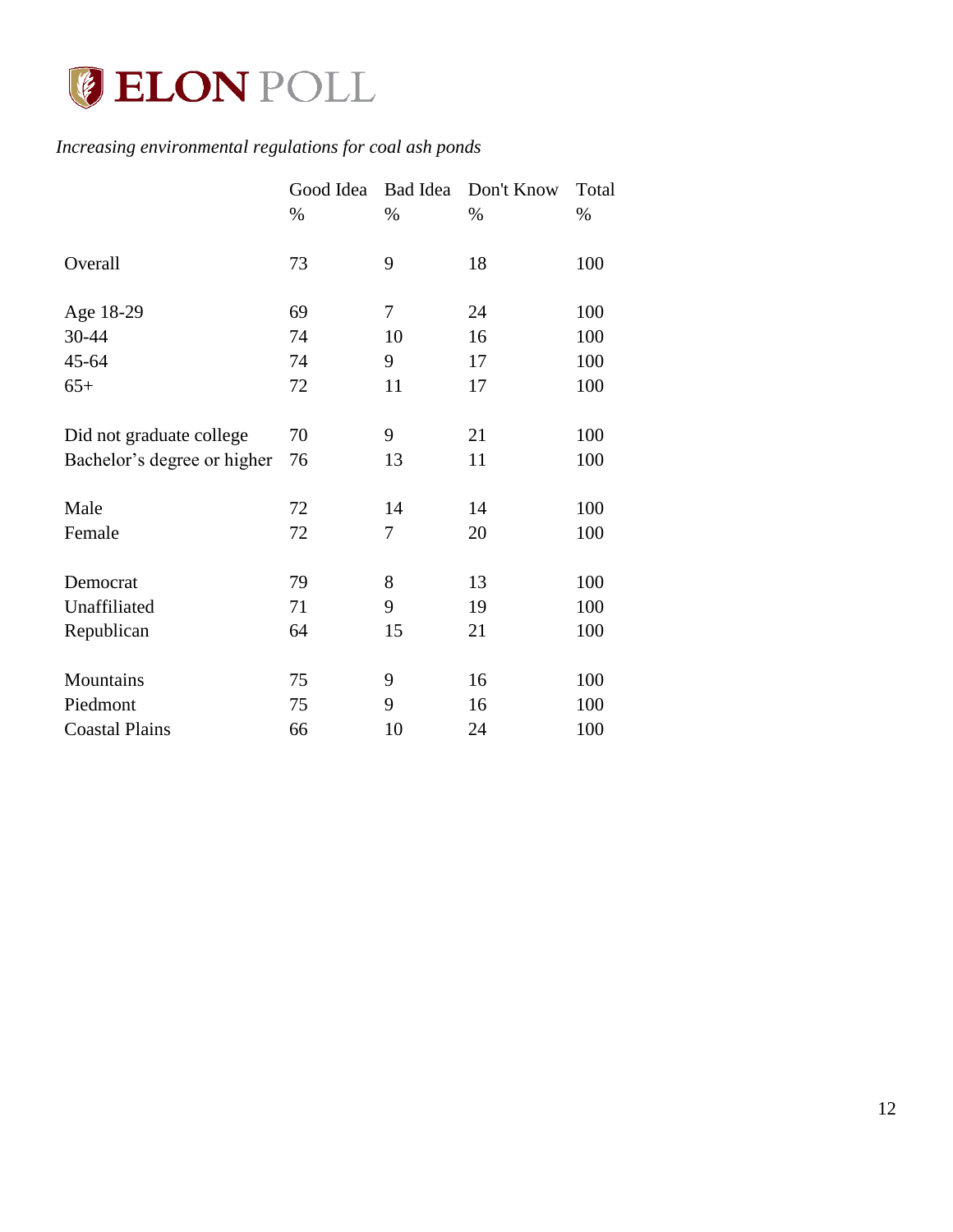*Increasing environmental regulations for coal ash ponds*

| | Good Idea | Bad Idea | Don't Know | Total |
|---|---|---|---|---|
| | % | % | % | % |
| Overall | 73 | 9 | 18 | 100 |
| Age 18-29 | 69 | 7 | 24 | 100 |
| 30-44 | 74 | 10 | 16 | 100 |
| 45-64 | 74 | 9 | 17 | 100 |
| 65+ | 72 | 11 | 17 | 100 |
| Did not graduate college | 70 | 9 | 21 | 100 |
| Bachelor's degree or higher | 76 | 13 | 11 | 100 |
| Male | 72 | 14 | 14 | 100 |
| Female | 72 | 7 | 20 | 100 |
| Democrat | 79 | 8 | 13 | 100 |
| Unaffiliated | 71 | 9 | 19 | 100 |
| Republican | 64 | 15 | 21 | 100 |
| Mountains | 75 | 9 | 16 | 100 |
| Piedmont | 75 | 9 | 16 | 100 |
| Coastal Plains | 66 | 10 | 24 | 100 |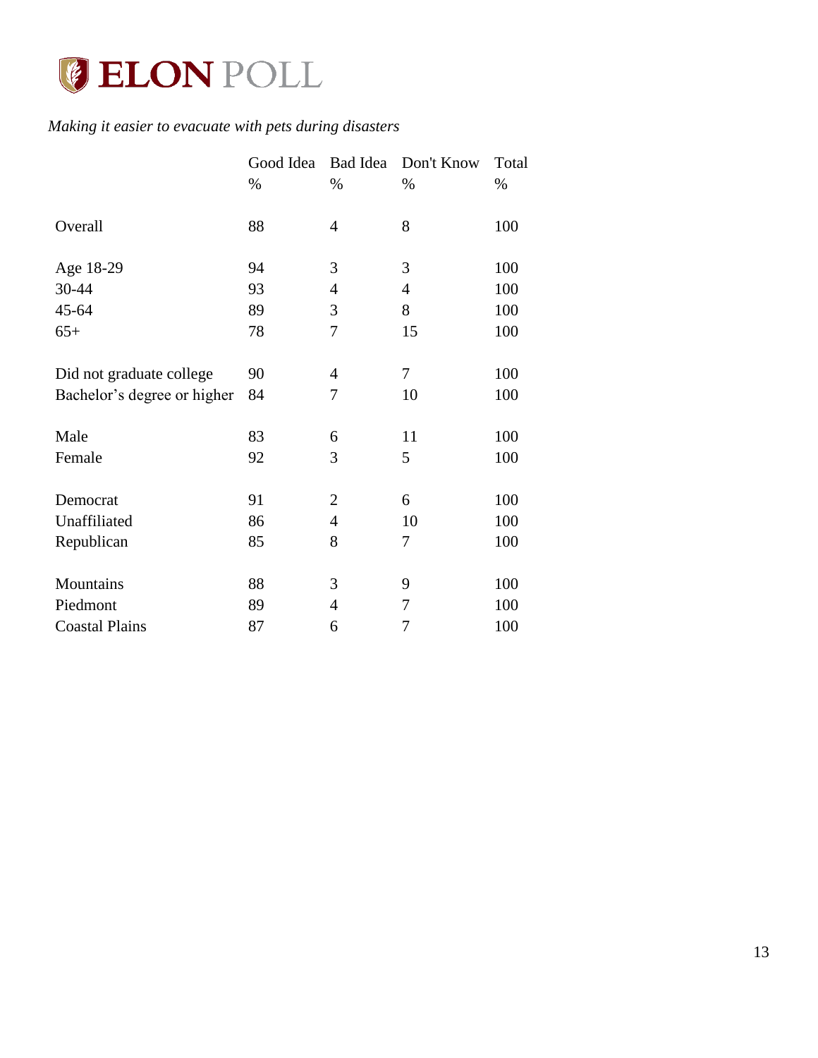*Making it easier to evacuate with pets during disasters*

| | Good Idea % | Bad Idea % | Don't Know % | Total % |
|---|---|---|---|---|
| Overall | 88 | 4 | 8 | 100 |
| Age 18-29 | 94 | 3 | 3 | 100 |
| 30-44 | 93 | 4 | 4 | 100 |
| 45-64 | 89 | 3 | 8 | 100 |
| 65+ | 78 | 7 | 15 | 100 |
| Did not graduate college | 90 | 4 | 7 | 100 |
| Bachelor's degree or higher | 84 | 7 | 10 | 100 |
| Male | 83 | 6 | 11 | 100 |
| Female | 92 | 3 | 5 | 100 |
| Democrat | 91 | 2 | 6 | 100 |
| Unaffiliated | 86 | 4 | 10 | 100 |
| Republican | 85 | 8 | 7 | 100 |
| Mountains | 88 | 3 | 9 | 100 |
| Piedmont | 89 | 4 | 7 | 100 |
| Coastal Plains | 87 | 6 | 7 | 100 |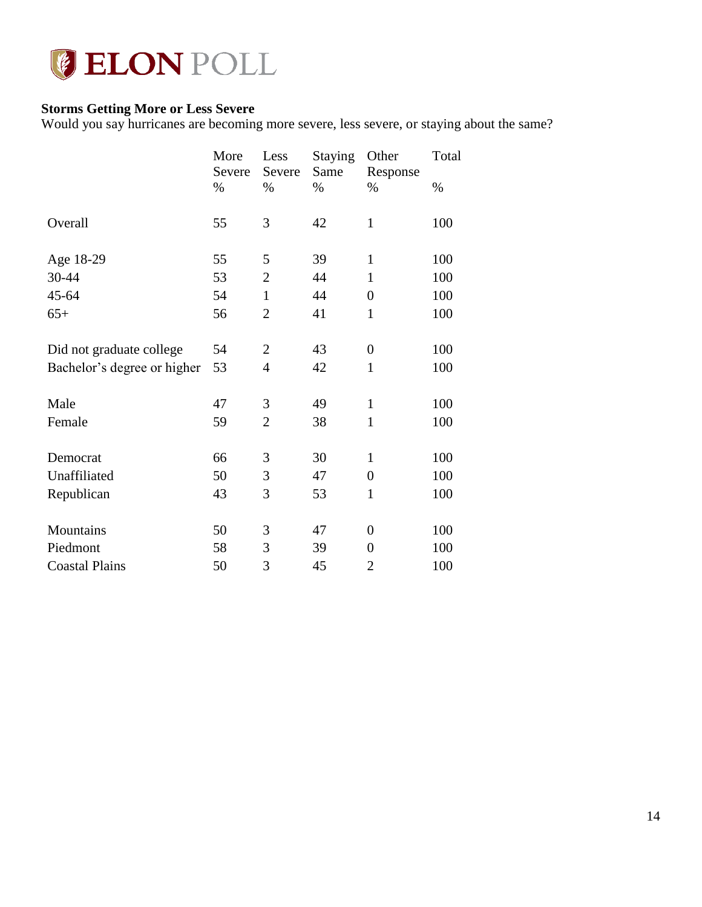### Storms Getting More or Less Severe

Would you say hurricanes are becoming more severe, less severe, or staying about the same?

| | More Severe % | Less Severe % | Staying Same % | Other Response % | Total % |
|---|---|---|---|---|---|
| Overall | 55 | 3 | 42 | 1 | 100 |
| Age 18-29 | 55 | 5 | 39 | 1 | 100 |
| 30-44 | 53 | 2 | 44 | 1 | 100 |
| 45-64 | 54 | 1 | 44 | 0 | 100 |
| 65+ | 56 | 2 | 41 | 1 | 100 |
| Did not graduate college | 54 | 2 | 43 | 0 | 100 |
| Bachelor's degree or higher | 53 | 4 | 42 | 1 | 100 |
| Male | 47 | 3 | 49 | 1 | 100 |
| Female | 59 | 2 | 38 | 1 | 100 |
| Democrat | 66 | 3 | 30 | 1 | 100 |
| Unaffiliated | 50 | 3 | 47 | 0 | 100 |
| Republican | 43 | 3 | 53 | 1 | 100 |
| Mountains | 50 | 3 | 47 | 0 | 100 |
| Piedmont | 58 | 3 | 39 | 0 | 100 |
| Coastal Plains | 50 | 3 | 45 | 2 | 100 |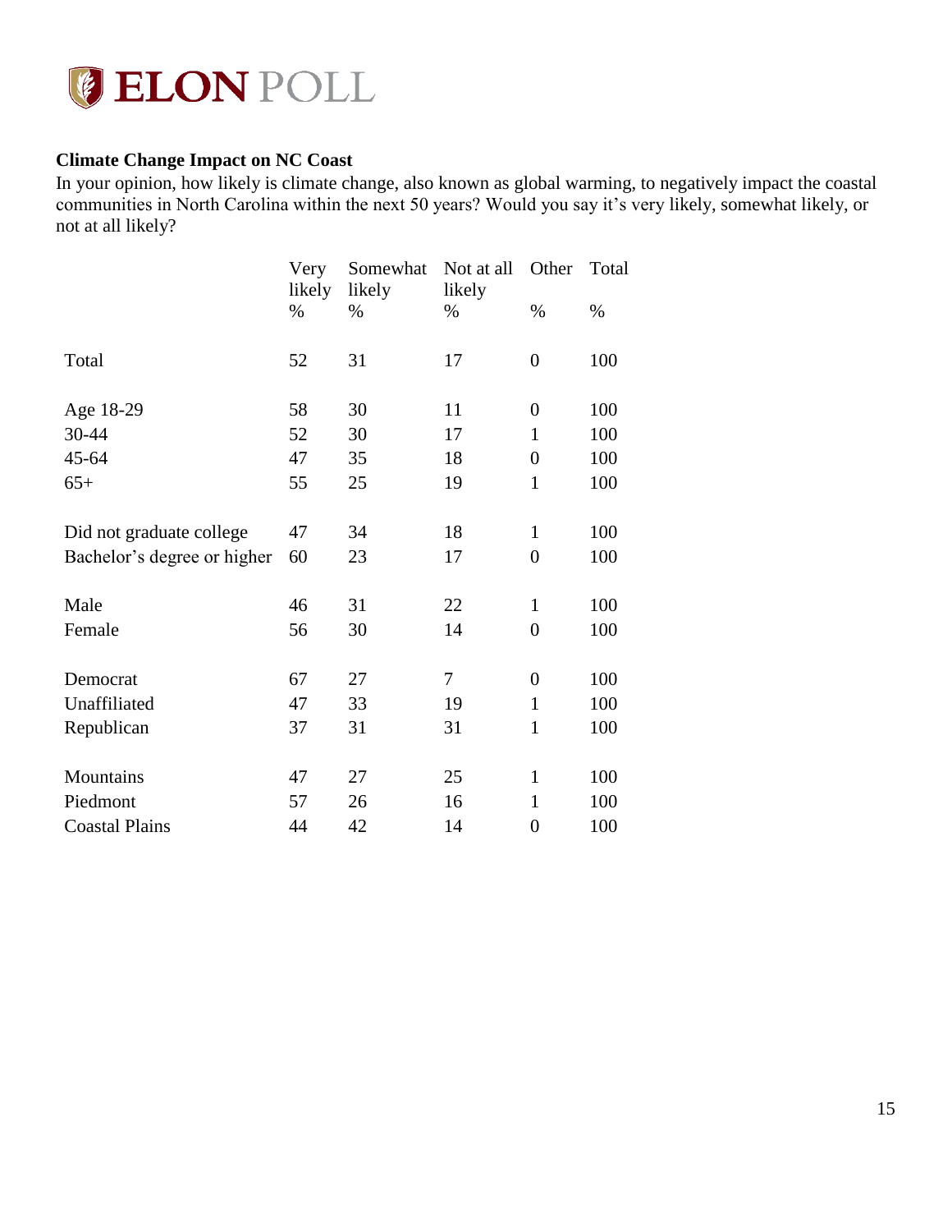### Climate Change Impact on NC Coast

In your opinion, how likely is climate change, also known as global warming, to negatively impact the coastal communities in North Carolina within the next 50 years? Would you say it's very likely, somewhat likely, or not at all likely?

| | Very likely % | Somewhat likely % | Not at all likely % | Other % | Total % |
|---|---|---|---|---|---|
| Total | 52 | 31 | 17 | 0 | 100 |
| Age 18-29 | 58 | 30 | 11 | 0 | 100 |
| 30-44 | 52 | 30 | 17 | 1 | 100 |
| 45-64 | 47 | 35 | 18 | 0 | 100 |
| 65+ | 55 | 25 | 19 | 1 | 100 |
| Did not graduate college | 47 | 34 | 18 | 1 | 100 |
| Bachelor's degree or higher | 60 | 23 | 17 | 0 | 100 |
| Male | 46 | 31 | 22 | 1 | 100 |
| Female | 56 | 30 | 14 | 0 | 100 |
| Democrat | 67 | 27 | 7 | 0 | 100 |
| Unaffiliated | 47 | 33 | 19 | 1 | 100 |
| Republican | 37 | 31 | 31 | 1 | 100 |
| Mountains | 47 | 27 | 25 | 1 | 100 |
| Piedmont | 57 | 26 | 16 | 1 | 100 |
| Coastal Plains | 44 | 42 | 14 | 0 | 100 |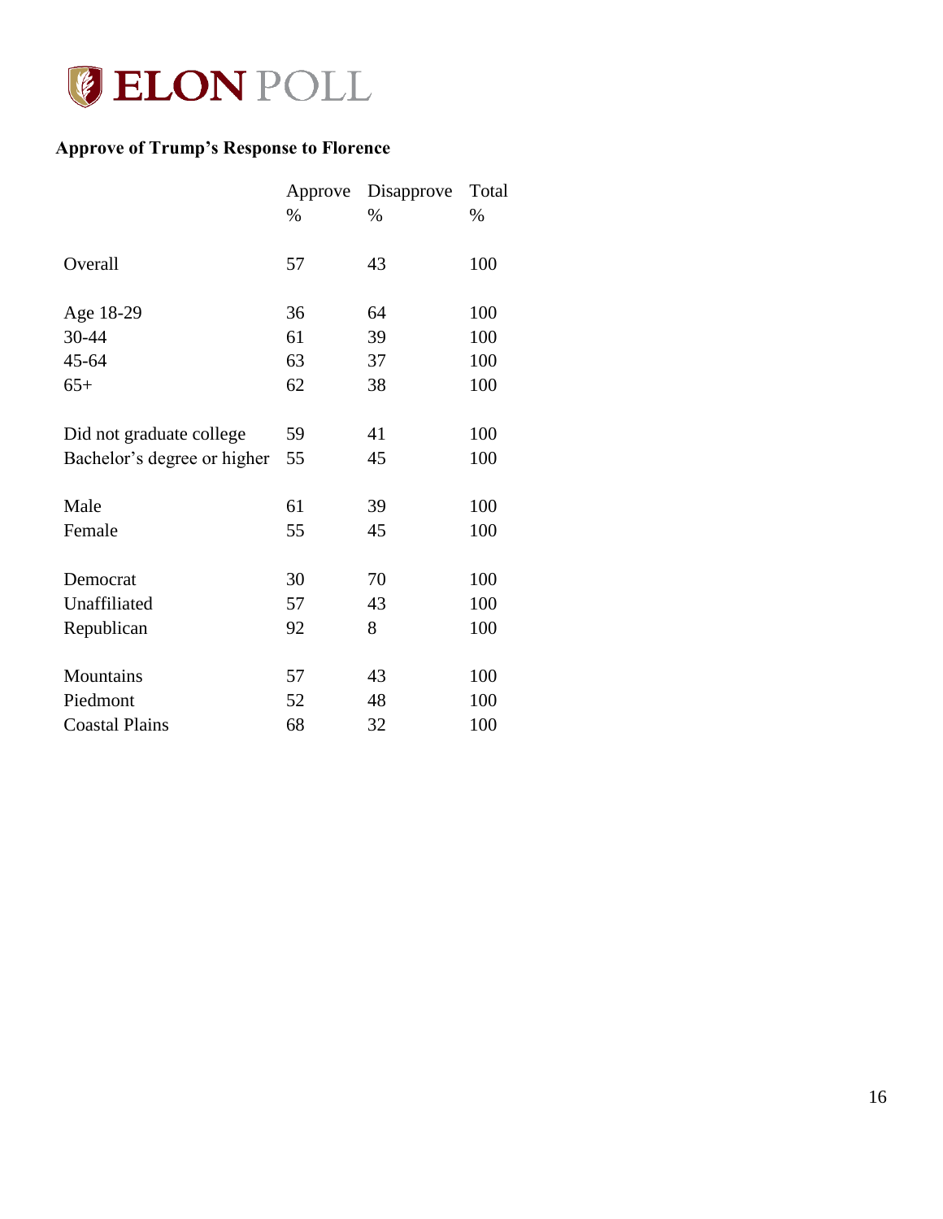### Approve of Trump's Response to Florence

| | Approve % | Disapprove % | Total % |
|---|---|---|---|
| Overall | 57 | 43 | 100 |
| Age 18-29 | 36 | 64 | 100 |
| 30-44 | 61 | 39 | 100 |
| 45-64 | 63 | 37 | 100 |
| 65+ | 62 | 38 | 100 |
| Did not graduate college | 59 | 41 | 100 |
| Bachelor's degree or higher | 55 | 45 | 100 |
| Male | 61 | 39 | 100 |
| Female | 55 | 45 | 100 |
| Democrat | 30 | 70 | 100 |
| Unaffiliated | 57 | 43 | 100 |
| Republican | 92 | 8 | 100 |
| Mountains | 57 | 43 | 100 |
| Piedmont | 52 | 48 | 100 |
| Coastal Plains | 68 | 32 | 100 |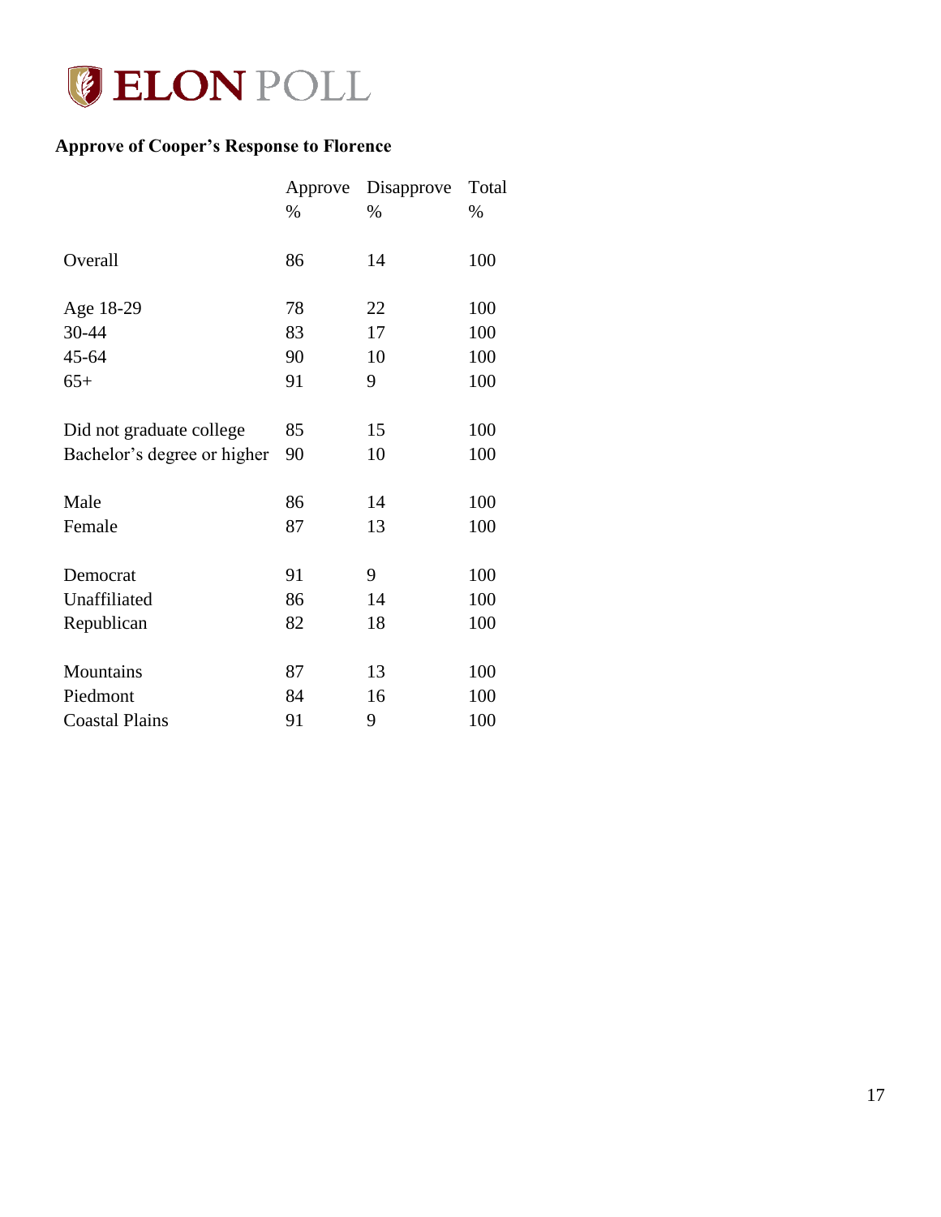**Approve of Cooper's Response to Florence**

| | Approve % | Disapprove % | Total % |
|---|---|---|---|
| Overall | 86 | 14 | 100 |
| Age 18-29 | 78 | 22 | 100 |
| 30-44 | 83 | 17 | 100 |
| 45-64 | 90 | 10 | 100 |
| 65+ | 91 | 9 | 100 |
| Did not graduate college | 85 | 15 | 100 |
| Bachelor's degree or higher | 90 | 10 | 100 |
| Male | 86 | 14 | 100 |
| Female | 87 | 13 | 100 |
| Democrat | 91 | 9 | 100 |
| Unaffiliated | 86 | 14 | 100 |
| Republican | 82 | 18 | 100 |
| Mountains | 87 | 13 | 100 |
| Piedmont | 84 | 16 | 100 |
| Coastal Plains | 91 | 9 | 100 |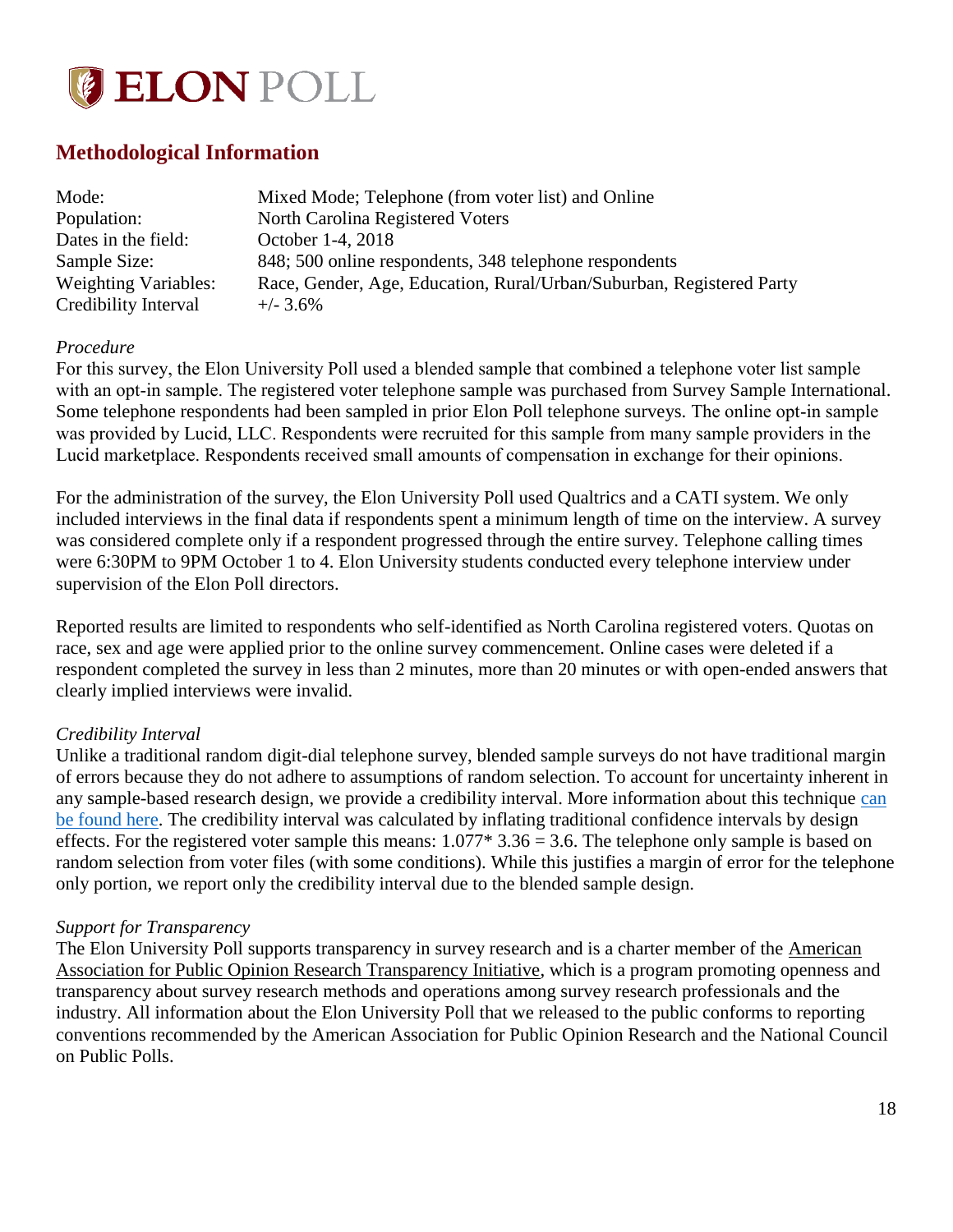## Methodological Information

| | |
|---|---|
| Mode: | Mixed Mode; Telephone (from voter list) and Online |
| Population: | North Carolina Registered Voters |
| Dates in the field: | October 1-4, 2018 |
| Sample Size: | 848; 500 online respondents, 348 telephone respondents |
| Weighting Variables: | Race, Gender, Age, Education, Rural/Urban/Suburban, Registered Party |
| Credibility Interval | +/- 3.6% |

*Procedure*

For this survey, the Elon University Poll used a blended sample that combined a telephone voter list sample with an opt-in sample. The registered voter telephone sample was purchased from Survey Sample International. Some telephone respondents had been sampled in prior Elon Poll telephone surveys. The online opt-in sample was provided by Lucid, LLC. Respondents were recruited for this sample from many sample providers in the Lucid marketplace. Respondents received small amounts of compensation in exchange for their opinions.

For the administration of the survey, the Elon University Poll used Qualtrics and a CATI system. We only included interviews in the final data if respondents spent a minimum length of time on the interview. A survey was considered complete only if a respondent progressed through the entire survey. Telephone calling times were 6:30PM to 9PM October 1 to 4. Elon University students conducted every telephone interview under supervision of the Elon Poll directors.

Reported results are limited to respondents who self-identified as North Carolina registered voters. Quotas on race, sex and age were applied prior to the online survey commencement. Online cases were deleted if a respondent completed the survey in less than 2 minutes, more than 20 minutes or with open-ended answers that clearly implied interviews were invalid.

*Credibility Interval*

Unlike a traditional random digit-dial telephone survey, blended sample surveys do not have traditional margin of errors because they do not adhere to assumptions of random selection. To account for uncertainty inherent in any sample-based research design, we provide a credibility interval. More information about this technique can be found here. The credibility interval was calculated by inflating traditional confidence intervals by design effects. For the registered voter sample this means: $1.077 * 3.36 = 3.6$. The telephone only sample is based on random selection from voter files (with some conditions). While this justifies a margin of error for the telephone only portion, we report only the credibility interval due to the blended sample design.

*Support for Transparency*

The Elon University Poll supports transparency in survey research and is a charter member of the American Association for Public Opinion Research Transparency Initiative, which is a program promoting openness and transparency about survey research methods and operations among survey research professionals and the industry. All information about the Elon University Poll that we released to the public conforms to reporting conventions recommended by the American Association for Public Opinion Research and the National Council on Public Polls.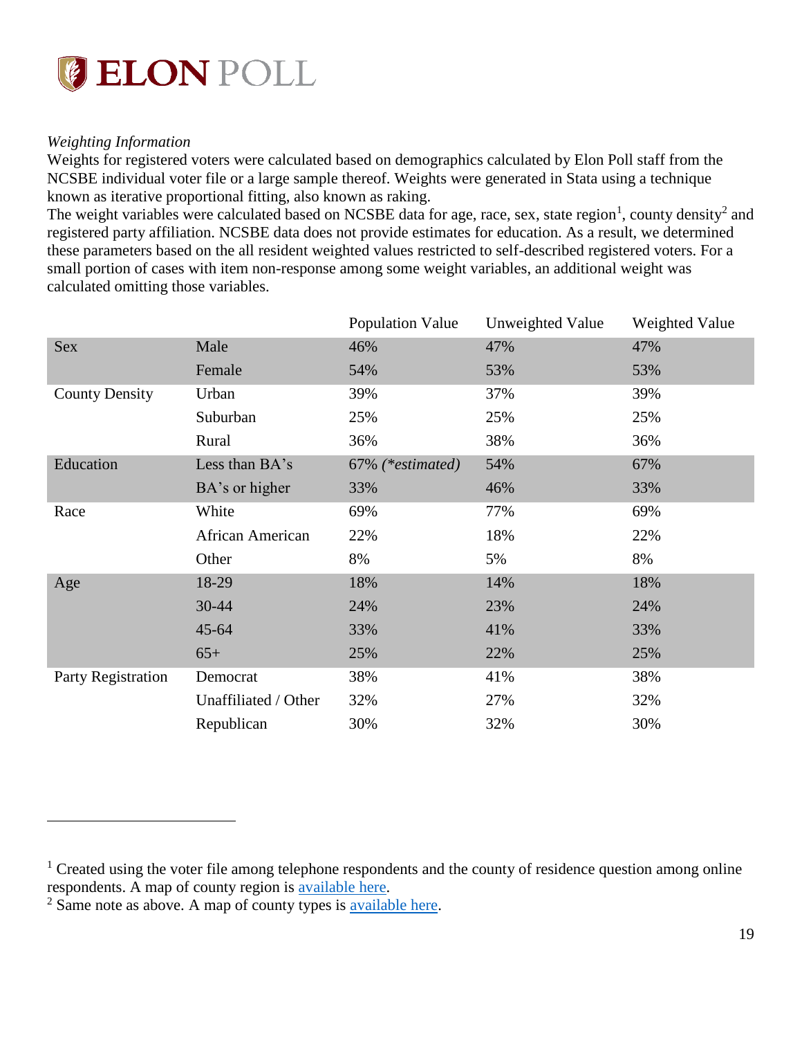*Weighting Information*

Weights for registered voters were calculated based on demographics calculated by Elon Poll staff from the NCSBE individual voter file or a large sample thereof. Weights were generated in Stata using a technique known as iterative proportional fitting, also known as raking.

The weight variables were calculated based on NCSBE data for age, race, sex, state region[1], county density[2] and registered party affiliation. NCSBE data does not provide estimates for education. As a result, we determined these parameters based on the all resident weighted values restricted to self-described registered voters. For a small portion of cases with item non-response among some weight variables, an additional weight was calculated omitting those variables.

| | | Population Value | Unweighted Value | Weighted Value |
|---|---|---|---|---|
| Sex | Male | 46% | 47% | 47% |
| | Female | 54% | 53% | 53% |
| County Density | Urban | 39% | 37% | 39% |
| | Suburban | 25% | 25% | 25% |
| | Rural | 36% | 38% | 36% |
| Education | Less than BA's | 67% *(*estimated)* | 54% | 67% |
| | BA's or higher | 33% | 46% | 33% |
| Race | White | 69% | 77% | 69% |
| | African American | 22% | 18% | 22% |
| | Other | 8% | 5% | 8% |
| Age | 18-29 | 18% | 14% | 18% |
| | 30-44 | 24% | 23% | 24% |
| | 45-64 | 33% | 41% | 33% |
| | 65+ | 25% | 22% | 25% |
| Party Registration | Democrat | 38% | 41% | 38% |
| | Unaffiliated / Other | 32% | 27% | 32% |
| | Republican | 30% | 32% | 30% |

[1] Created using the voter file among telephone respondents and the county of residence question among online respondents. A map of county region is available here.

[2] Same note as above. A map of county types is available here.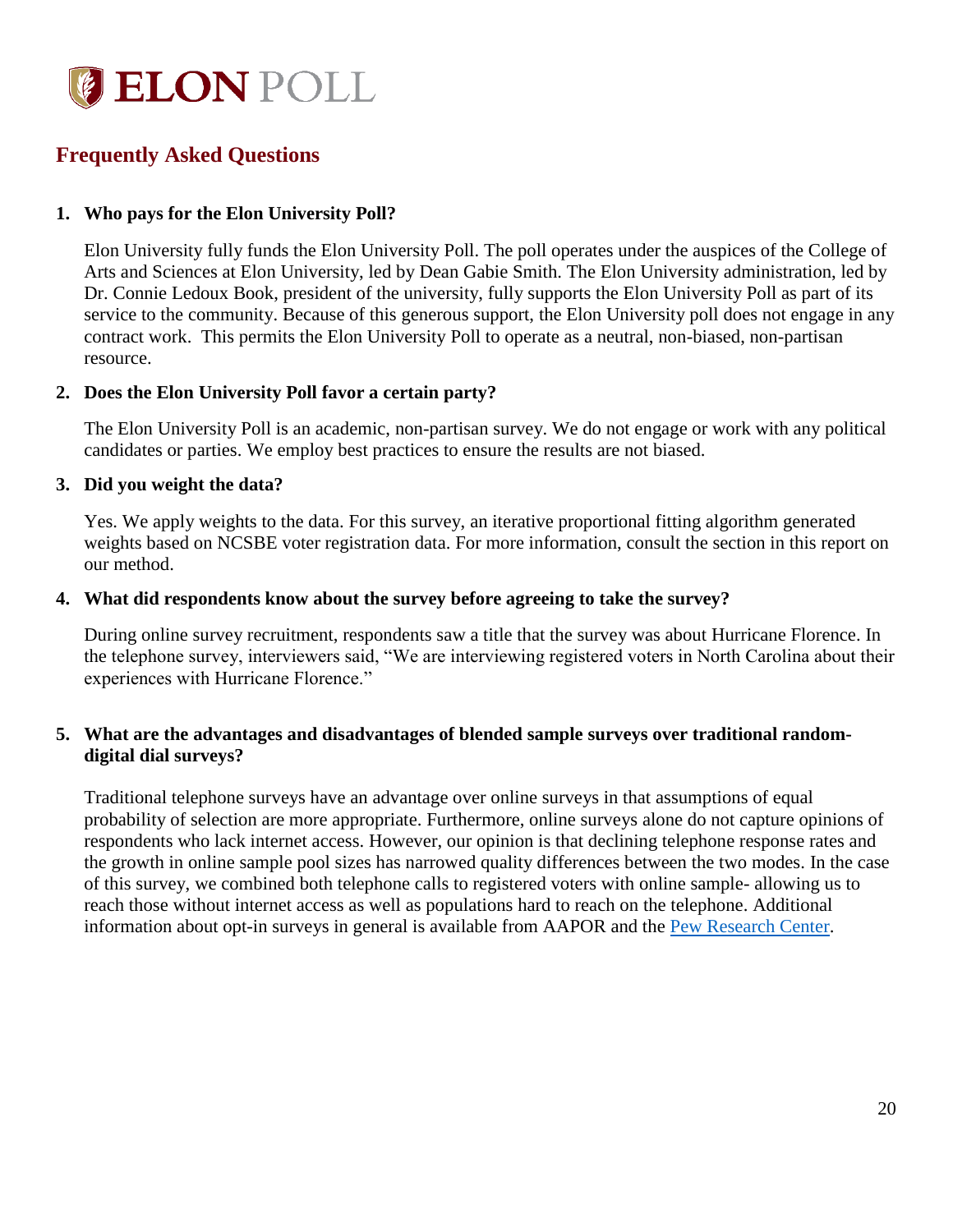## Frequently Asked Questions

1. **Who pays for the Elon University Poll?**

   Elon University fully funds the Elon University Poll. The poll operates under the auspices of the College of Arts and Sciences at Elon University, led by Dean Gabie Smith. The Elon University administration, led by Dr. Connie Ledoux Book, president of the university, fully supports the Elon University Poll as part of its service to the community. Because of this generous support, the Elon University poll does not engage in any contract work. This permits the Elon University Poll to operate as a neutral, non-biased, non-partisan resource.

2. **Does the Elon University Poll favor a certain party?**

   The Elon University Poll is an academic, non-partisan survey. We do not engage or work with any political candidates or parties. We employ best practices to ensure the results are not biased.

3. **Did you weight the data?**

   Yes. We apply weights to the data. For this survey, an iterative proportional fitting algorithm generated weights based on NCSBE voter registration data. For more information, consult the section in this report on our method.

4. **What did respondents know about the survey before agreeing to take the survey?**

   During online survey recruitment, respondents saw a title that the survey was about Hurricane Florence. In the telephone survey, interviewers said, "We are interviewing registered voters in North Carolina about their experiences with Hurricane Florence."

5. **What are the advantages and disadvantages of blended sample surveys over traditional random-digital dial surveys?**

   Traditional telephone surveys have an advantage over online surveys in that assumptions of equal probability of selection are more appropriate. Furthermore, online surveys alone do not capture opinions of respondents who lack internet access. However, our opinion is that declining telephone response rates and the growth in online sample pool sizes has narrowed quality differences between the two modes. In the case of this survey, we combined both telephone calls to registered voters with online sample- allowing us to reach those without internet access as well as populations hard to reach on the telephone. Additional information about opt-in surveys in general is available from AAPOR and the Pew Research Center.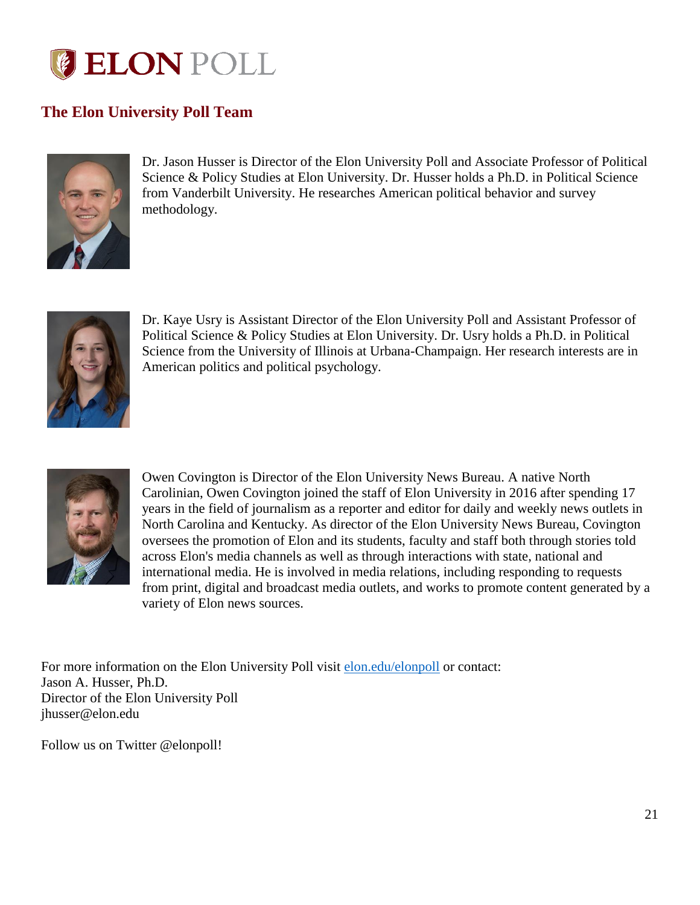# ELON POLL

## The Elon University Poll Team

Dr. Jason Husser is Director of the Elon University Poll and Associate Professor of Political Science & Policy Studies at Elon University. Dr. Husser holds a Ph.D. in Political Science from Vanderbilt University. He researches American political behavior and survey methodology.

Dr. Kaye Usry is Assistant Director of the Elon University Poll and Assistant Professor of Political Science & Policy Studies at Elon University. Dr. Usry holds a Ph.D. in Political Science from the University of Illinois at Urbana-Champaign. Her research interests are in American politics and political psychology.

Owen Covington is Director of the Elon University News Bureau. A native North Carolinian, Owen Covington joined the staff of Elon University in 2016 after spending 17 years in the field of journalism as a reporter and editor for daily and weekly news outlets in North Carolina and Kentucky. As director of the Elon University News Bureau, Covington oversees the promotion of Elon and its students, faculty and staff both through stories told across Elon's media channels as well as through interactions with state, national and international media. He is involved in media relations, including responding to requests from print, digital and broadcast media outlets, and works to promote content generated by a variety of Elon news sources.

For more information on the Elon University Poll visit [elon.edu/elonpoll](elon.edu/elonpoll) or contact:
Jason A. Husser, Ph.D.
Director of the Elon University Poll
jhusser@elon.edu

Follow us on Twitter @elonpoll!